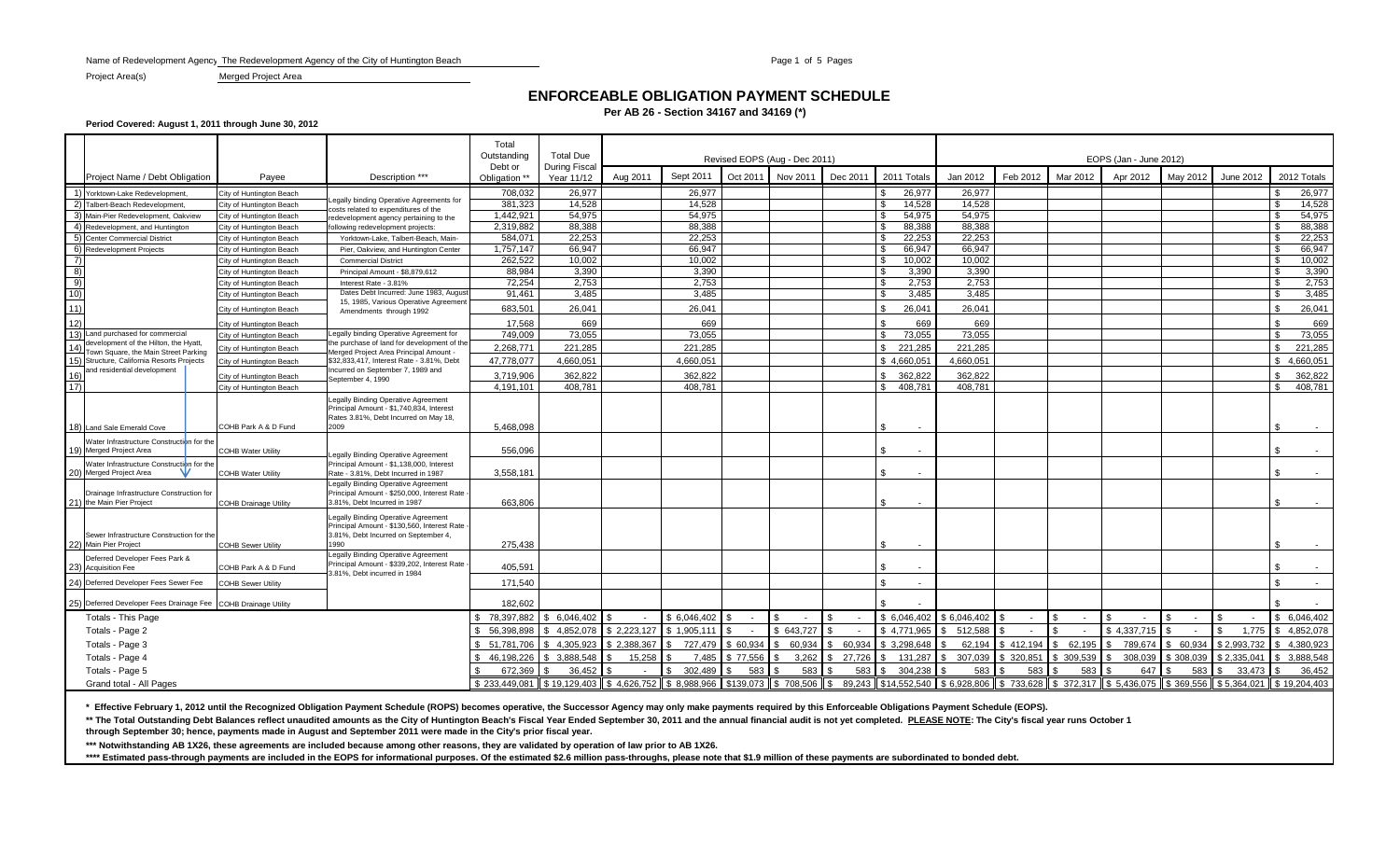Name of Redevelopment Agency: The Redevelopment Agency of the City of Huntington Beach

Project Area(s): Merged Project Area

# ENFORCEABLE OBLIGATION PAYMENT SCHEDULE

**Per AB 26 - Section 34167 and 34169 (*)**

**Period Covered: August 1, 2011 through June 30, 2012**

| | Project Name / Debt Obligation | Payee | Description *** | Total Outstanding Debt or Obligation ** | Total Due During Fiscal Year 11/12 | Revised EOPS (Aug - Dec 2011) | | | | | | EOPS (Jan - June 2012) | | | | | | |
|---|---|---|---|---|---|---|---|---|---|---|---|---|---|---|---|---|---|---|
| | | | | | | Aug 2011 | Sept 2011 | Oct 2011 | Nov 2011 | Dec 2011 | 2011 Totals | Jan 2012 | Feb 2012 | Mar 2012 | Apr 2012 | May 2012 | June 2012 | 2012 Totals |
| 1) | Yorktown-Lake Redevelopment, | City of Huntington Beach | Legally binding Operative Agreements for costs related to expenditures of the redevelopment agency pertaining to the following redevelopment projects: | 708,032 | 26,977 | | 26,977 | | | | $ 26,977 | 26,977 | | | | | | $ 26,977 |
| 2) | Talbert-Beach Redevelopment, | City of Huntington Beach | | 381,323 | 14,528 | | 14,528 | | | | $ 14,528 | 14,528 | | | | | | $ 14,528 |
| 3) | Main-Pier Redevelopment, Oakview | City of Huntington Beach | | 1,442,921 | 54,975 | | 54,975 | | | | $ 54,975 | 54,975 | | | | | | $ 54,975 |
| 4) | Redevelopment, and Huntington | City of Huntington Beach | | 2,319,882 | 88,388 | | 88,388 | | | | $ 88,388 | 88,388 | | | | | | $ 88,388 |
| 5) | Center Commercial District | City of Huntington Beach | Yorktown-Lake, Talbert-Beach, Main-Pier, Oakview, and Huntington Center | 584,071 | 22,253 | | 22,253 | | | | $ 22,253 | 22,253 | | | | | | $ 22,253 |
| 6) | Redevelopment Projects | City of Huntington Beach | | 1,757,147 | 66,947 | | 66,947 | | | | $ 66,947 | 66,947 | | | | | | $ 66,947 |
| 7) | | City of Huntington Beach | Commercial District | 262,522 | 10,002 | | 10,002 | | | | $ 10,002 | 10,002 | | | | | | $ 10,002 |
| 8) | | City of Huntington Beach | Principal Amount - $8,879,612 | 88,984 | 3,390 | | 3,390 | | | | $ 3,390 | 3,390 | | | | | | $ 3,390 |
| 9) | | City of Huntington Beach | Interest Rate - 3.81% | 72,254 | 2,753 | | 2,753 | | | | $ 2,753 | 2,753 | | | | | | $ 2,753 |
| 10) | | City of Huntington Beach | Dates Debt Incurred: June 1983, August 15, 1985, Various Operative Agreement Amendments through 1992 | 91,461 | 3,485 | | 3,485 | | | | $ 3,485 | 3,485 | | | | | | $ 3,485 |
| 11) | | City of Huntington Beach | | 683,501 | 26,041 | | 26,041 | | | | $ 26,041 | 26,041 | | | | | | $ 26,041 |
| 12) | | City of Huntington Beach | | 17,568 | 669 | | 669 | | | | $ 669 | 669 | | | | | | $ 669 |
| 13) | Land purchased for commercial development of the Hilton, the Hyatt, Town Square, the Main Street Parking Structure, California Resorts Projects and residential development | City of Huntington Beach | Legally binding Operative Agreement for the purchase of land for development of the Merged Project Area Principal Amount - $32,833,417, Interest Rate - 3.81%, Debt Incurred on September 7, 1989 and September 4, 1990 | 749,009 | 73,055 | | 73,055 | | | | $ 73,055 | 73,055 | | | | | | $ 73,055 |
| 14) | | City of Huntington Beach | | 2,268,771 | 221,285 | | 221,285 | | | | $ 221,285 | 221,285 | | | | | | $ 221,285 |
| 15) | | City of Huntington Beach | | 47,778,077 | 4,660,051 | | 4,660,051 | | | | $ 4,660,051 | 4,660,051 | | | | | | $ 4,660,051 |
| 16) | | City of Huntington Beach | | 3,719,906 | 362,822 | | 362,822 | | | | $ 362,822 | 362,822 | | | | | | $ 362,822 |
| 17) | | City of Huntington Beach | | 4,191,101 | 408,781 | | 408,781 | | | | $ 408,781 | 408,781 | | | | | | $ 408,781 |
| 18) | Land Sale Emerald Cove | COHB Park A & D Fund | Legally Binding Operative Agreement Principal Amount - $1,740,834, Interest Rates 3.81%, Debt Incurred on May 18, 2009 | 5,468,098 | | | | | | | $ - | | | | | | | $ - |
| 19) | Water Infrastructure Construction for the Merged Project Area | COHB Water Utility | Legally Binding Operative Agreement | 556,096 | | | | | | | $ - | | | | | | | $ - |
| 20) | Water Infrastructure Construction for the Merged Project Area | COHB Water Utility | Principal Amount - $1,138,000, Interest Rate - 3.81%, Debt Incurred in 1987 | 3,558,181 | | | | | | | $ - | | | | | | | $ - |
| 21) | Drainage Infrastructure Construction for the Main Pier Project | COHB Drainage Utility | Legally Binding Operative Agreement Principal Amount - $250,000, Interest Rate - 3.81%, Debt Incurred in 1987 | 663,806 | | | | | | | $ - | | | | | | | $ - |
| 22) | Sewer Infrastructure Construction for the Main Pier Project | COHB Sewer Utility | Legally Binding Operative Agreement Principal Amount - $130,560, Interest Rate - 3.81%, Debt Incurred on September 4, 1990 | 275,438 | | | | | | | $ - | | | | | | | $ - |
| 23) | Deferred Developer Fees Park & Acquisition Fee | COHB Park A & D Fund | Legally Binding Operative Agreement Principal Amount - $339,202, Interest Rate - 3.81%, Debt incurred in 1984 | 405,591 | | | | | | | $ - | | | | | | | $ - |
| 24) | Deferred Developer Fees Sewer Fee | COHB Sewer Utility | | 171,540 | | | | | | | $ - | | | | | | | $ - |
| 25) | Deferred Developer Fees Drainage Fee | COHB Drainage Utility | | 182,602 | | | | | | | $ - | | | | | | | $ - |
| | Totals - This Page | | | $ 78,397,882 | $ 6,046,402 | $ - | $ 6,046,402 | $ - | $ - | $ - | $ 6,046,402 | $ 6,046,402 | $ - | $ - | $ - | $ - | $ - | $ 6,046,402 |
| | Totals - Page 2 | | | $ 56,398,898 | $ 4,852,078 | $ 2,223,127 | $ 1,905,111 | $ - | $ 643,727 | $ - | $ 4,771,965 | $ 512,588 | $ - | $ - | $ 4,337,715 | $ - | $ 1,775 | $ 4,852,078 |
| | Totals - Page 3 | | | $ 51,781,706 | $ 4,305,923 | $ 2,388,367 | $ 727,479 | $ 60,934 | $ 60,934 | $ 60,934 | $ 3,298,648 | $ 62,194 | $ 412,194 | $ 62,195 | $ 789,674 | $ 60,934 | $ 2,993,732 | $ 4,380,923 |
| | Totals - Page 4 | | | $ 46,198,226 | $ 3,888,548 | $ 15,258 | $ 7,485 | $ 77,556 | $ 3,262 | $ 27,726 | $ 131,287 | $ 307,039 | $ 320,851 | $ 309,539 | $ 308,039 | $ 308,039 | $ 2,335,041 | $ 3,888,548 |
| | Totals - Page 5 | | | $ 672,369 | $ 36,452 | $ - | $ 302,489 | $ 583 | $ 583 | $ 583 | $ 304,238 | $ 583 | $ 583 | $ 583 | $ 647 | $ 583 | $ 33,473 | $ 36,452 |
| | Grand total - All Pages | | | $ 233,449,081 | $ 19,129,403 | $ 4,626,752 | $ 8,988,966 | $139,073 | $ 708,506 | $ 89,243 | $14,552,540 | $ 6,928,806 | $ 733,628 | $ 372,317 | $ 5,436,075 | $ 369,556 | $ 5,364,021 | $ 19,204,403 |

**\* Effective February 1, 2012 until the Recognized Obligation Payment Schedule (ROPS) becomes operative, the Successor Agency may only make payments required by this Enforceable Obligations Payment Schedule (EOPS).**

**\*\* The Total Outstanding Debt Balances reflect unaudited amounts as the City of Huntington Beach's Fiscal Year Ended September 30, 2011 and the annual financial audit is not yet completed. PLEASE NOTE: The City's fiscal year runs October 1 through September 30; hence, payments made in August and September 2011 were made in the City's prior fiscal year.**

**\*\*\* Notwithstanding AB 1X26, these agreements are included because among other reasons, they are validated by operation of law prior to AB 1X26.**

**\*\*\*\* Estimated pass-through payments are included in the EOPS for informational purposes. Of the estimated $2.6 million pass-throughs, please note that $1.9 million of these payments are subordinated to bonded debt.**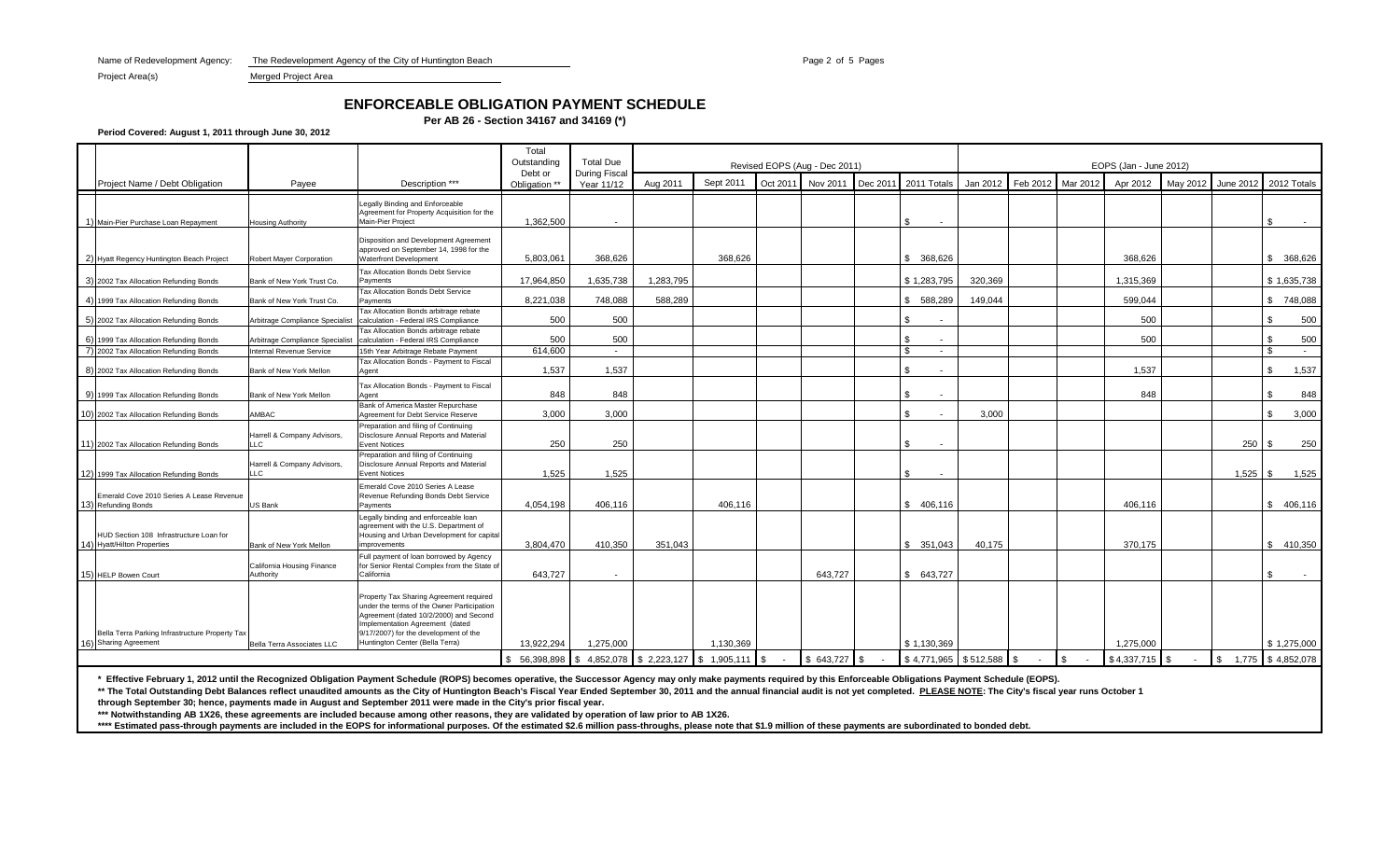Name of Redevelopment Agency: The Redevelopment Agency of the City of Huntington Beach

Project Area(s) Merged Project Area

## ENFORCEABLE OBLIGATION PAYMENT SCHEDULE

**Per AB 26 - Section 34167 and 34169 (*)**

**Period Covered: August 1, 2011 through June 30, 2012**

| | Project Name / Debt Obligation | Payee | Description *** | Total Outstanding Debt or Obligation ** | Total Due During Fiscal Year 11/12 | Revised EOPS (Aug - Dec 2011) Aug 2011 | Sept 2011 | Oct 2011 | Nov 2011 | Dec 2011 | 2011 Totals | EOPS (Jan - June 2012) Jan 2012 | Feb 2012 | Mar 2012 | Apr 2012 | May 2012 | June 2012 | 2012 Totals |
|---|---|---|---|---|---|---|---|---|---|---|---|---|---|---|---|---|---|---|
| 1) | Main-Pier Purchase Loan Repayment | Housing Authority | Legally Binding and Enforceable Agreement for Property Acquisition for the Main-Pier Project | 1,362,500 | - | | | | | | $ - | | | | | | | $ - |
| 2) | Hyatt Regency Huntington Beach Project | Robert Mayer Corporation | Disposition and Development Agreement approved on September 14, 1998 for the Waterfront Development | 5,803,061 | 368,626 | | 368,626 | | | | $ 368,626 | | | | 368,626 | | | $ 368,626 |
| 3) | 2002 Tax Allocation Refunding Bonds | Bank of New York Trust Co. | Tax Allocation Bonds Debt Service Payments | 17,964,850 | 1,635,738 | 1,283,795 | | | | | $ 1,283,795 | 320,369 | | | 1,315,369 | | | $ 1,635,738 |
| 4) | 1999 Tax Allocation Refunding Bonds | Bank of New York Trust Co. | Tax Allocation Bonds Debt Service Payments | 8,221,038 | 748,088 | 588,289 | | | | | $ 588,289 | 149,044 | | | 599,044 | | | $ 748,088 |
| 5) | 2002 Tax Allocation Refunding Bonds | Arbitrage Compliance Specialist | Tax Allocation Bonds arbitrage rebate calculation - Federal IRS Compliance | 500 | 500 | | | | | | $ - | | | | 500 | | | $ 500 |
| 6) | 1999 Tax Allocation Refunding Bonds | Arbitrage Compliance Specialist | Tax Allocation Bonds arbitrage rebate calculation - Federal IRS Compliance | 500 | 500 | | | | | | $ - | | | | 500 | | | $ 500 |
| 7) | 2002 Tax Allocation Refunding Bonds | Internal Revenue Service | 15th Year Arbitrage Rebate Payment | 614,600 | - | | | | | | $ - | | | | | | | $ - |
| 8) | 2002 Tax Allocation Refunding Bonds | Bank of New York Mellon | Tax Allocation Bonds - Payment to Fiscal Agent | 1,537 | 1,537 | | | | | | $ - | | | | 1,537 | | | $ 1,537 |
| 9) | 1999 Tax Allocation Refunding Bonds | Bank of New York Mellon | Tax Allocation Bonds - Payment to Fiscal Agent | 848 | 848 | | | | | | $ - | | | | 848 | | | $ 848 |
| 10) | 2002 Tax Allocation Refunding Bonds | AMBAC | Bank of America Master Repurchase Agreement for Debt Service Reserve | 3,000 | 3,000 | | | | | | $ - | 3,000 | | | | | | $ 3,000 |
| 11) | 2002 Tax Allocation Refunding Bonds | Harrell & Company Advisors, LLC | Preparation and filing of Continuing Disclosure Annual Reports and Material Event Notices | 250 | 250 | | | | | | $ - | | | | | | 250 | $ 250 |
| 12) | 1999 Tax Allocation Refunding Bonds | Harrell & Company Advisors, LLC | Preparation and filing of Continuing Disclosure Annual Reports and Material Event Notices | 1,525 | 1,525 | | | | | | $ - | | | | | | 1,525 | $ 1,525 |
| 13) | Emerald Cove 2010 Series A Lease Revenue Refunding Bonds | US Bank | Emerald Cove 2010 Series A Lease Revenue Refunding Bonds Debt Service Payments | 4,054,198 | 406,116 | | 406,116 | | | | $ 406,116 | | | | 406,116 | | | $ 406,116 |
| 14) | HUD Section 108 Infrastructure Loan for Hyatt/Hilton Properties | Bank of New York Mellon | Legally binding and enforceable loan agreement with the U.S. Department of Housing and Urban Development for capital improvements | 3,804,470 | 410,350 | 351,043 | | | | | $ 351,043 | 40,175 | | | 370,175 | | | $ 410,350 |
| 15) | HELP Bowen Court | California Housing Finance Authority | Full payment of loan borrowed by Agency for Senior Rental Complex from the State of California | 643,727 | - | | | | 643,727 | | $ 643,727 | | | | | | | $ - |
| 16) | Bella Terra Parking Infrastructure Property Tax Sharing Agreement | Bella Terra Associates LLC | Property Tax Sharing Agreement required under the terms of the Owner Participation Agreement (dated 10/2/2000) and Second Implementation Agreement (dated 9/17/2007) for the development of the Huntington Center (Bella Terra) | 13,922,294 | 1,275,000 | | 1,130,369 | | | | $ 1,130,369 | | | | 1,275,000 | | | $ 1,275,000 |
| | | | | $ 56,398,898 | $ 4,852,078 | $ 2,223,127 | $ 1,905,111 | $ - | $ 643,727 | $ - | $ 4,771,965 | $ 512,588 | $ - | $ - | $ 4,337,715 | $ - | $ 1,775 | $ 4,852,078 |

**\* Effective February 1, 2012 until the Recognized Obligation Payment Schedule (ROPS) becomes operative, the Successor Agency may only make payments required by this Enforceable Obligations Payment Schedule (EOPS).**

**\*\* The Total Outstanding Debt Balances reflect unaudited amounts as the City of Huntington Beach's Fiscal Year Ended September 30, 2011 and the annual financial audit is not yet completed. PLEASE NOTE: The City's fiscal year runs October 1 through September 30; hence, payments made in August and September 2011 were made in the City's prior fiscal year.**

**\*\*\* Notwithstanding AB 1X26, these agreements are included because among other reasons, they are validated by operation of law prior to AB 1X26.**

**\*\*\*\* Estimated pass-through payments are included in the EOPS for informational purposes. Of the estimated $2.6 million pass-throughs, please note that $1.9 million of these payments are subordinated to bonded debt.**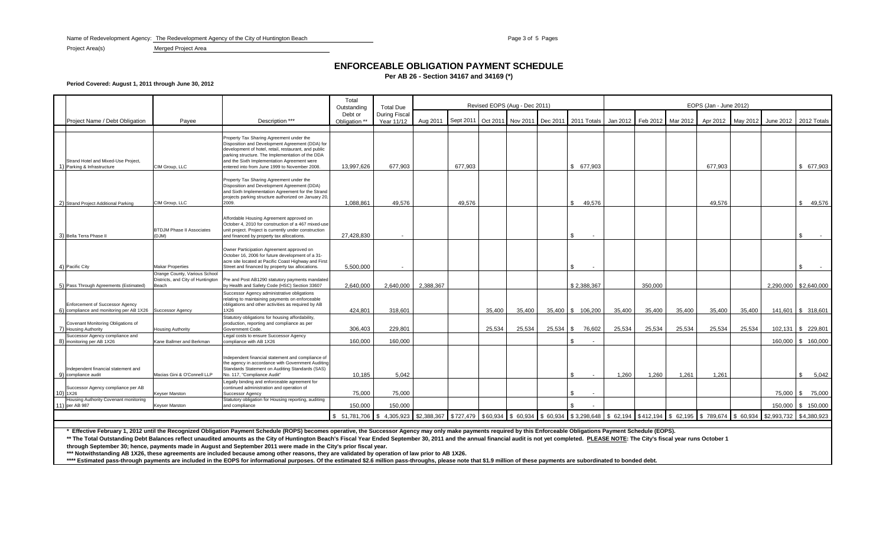Name of Redevelopment Agency: The Redevelopment Agency of the City of Huntington Beach

Project Area(s) Merged Project Area

# ENFORCEABLE OBLIGATION PAYMENT SCHEDULE

**Per AB 26 - Section 34167 and 34169 (*)**

**Period Covered: August 1, 2011 through June 30, 2012**

| | Project Name / Debt Obligation | Payee | Description *** | Total Outstanding Debt or Obligation ** | Total Due During Fiscal Year 11/12 | Revised EOPS (Aug - Dec 2011) | | | | | | EOPS (Jan - June 2012) | | | | | | |
|---|---|---|---|---|---|---|---|---|---|---|---|---|---|---|---|---|---|---|
| | | | | | | Aug 2011 | Sept 2011 | Oct 2011 | Nov 2011 | Dec 2011 | 2011 Totals | Jan 2012 | Feb 2012 | Mar 2012 | Apr 2012 | May 2012 | June 2012 | 2012 Totals |
| 1) | Strand Hotel and Mixed-Use Project, Parking & Infrastructure | CIM Group, LLC | Property Tax Sharing Agreement under the Disposition and Development Agreement (DDA) for development of hotel, retail, restaurant, and public parking structure. The Implementation of the DDA and the Sixth Implementation Agreement were entered into from June 1999 to November 2008. | 13,997,626 | 677,903 | | 677,903 | | | | $ 677,903 | | | | 677,903 | | | $ 677,903 |
| 2) | Strand Project Additional Parking | CIM Group, LLC | Property Tax Sharing Agreement under the Disposition and Development Agreement (DDA) and Sixth Implementation Agreement for the Strand projects parking structure authorized on January 20, 2009. | 1,088,861 | 49,576 | | 49,576 | | | | $ 49,576 | | | | 49,576 | | | $ 49,576 |
| 3) | Bella Terra Phase II | BTDJM Phase II Associates (DJM) | Affordable Housing Agreement approved on October 4, 2010 for construction of a 467 mixed-use unit project. Project is currently under construction and financed by property tax allocations. | 27,428,830 | - | | | | | | $ - | | | | | | | $ - |
| 4) | Pacific City | Makar Properties | Owner Participation Agreement approved on October 16, 2006 for future development of a 31-acre site located at Pacific Coast Highway and First Street and financed by property tax allocations. | 5,500,000 | - | | | | | | $ - | | | | | | | $ - |
| 5) | Pass Through Agreements (Estimated) | Orange County, Various School Districts, and City of Huntington Beach | Pre and Post AB1290 statutory payments mandated by Health and Safety Code (HSC) Section 33607 | 2,640,000 | 2,640,000 | 2,388,367 | | | | | $ 2,388,367 | | 350,000 | | | | 2,290,000 | $ 2,640,000 |
| 6) | Enforcement of Successor Agency compliance and monitoring per AB 1X26 | Successor Agency | Successor Agency administrative obligations relating to maintaining payments on enforceable obligations and other activities as required by AB 1X26 | 424,801 | 318,601 | | | 35,400 | 35,400 | 35,400 | $ 106,200 | 35,400 | 35,400 | 35,400 | 35,400 | 35,400 | 141,601 | $ 318,601 |
| 7) | Covenant Monitoring Obligations of Housing Authority | Housing Authority | Statutory obligations for housing affordability, production, reporting and compliance as per Government Code. | 306,403 | 229,801 | | | 25,534 | 25,534 | 25,534 | $ 76,602 | 25,534 | 25,534 | 25,534 | 25,534 | 25,534 | 102,131 | $ 229,801 |
| 8) | Successor Agency compliance and monitoring per AB 1X26 | Kane Ballmer and Berkman | Legal costs to ensure Successor Agency compliance with AB 1X26 | 160,000 | 160,000 | | | | | | $ - | | | | | | 160,000 | $ 160,000 |
| 9) | Independent financial statement and compliance audit | Macias Gini & O'Connell LLP | Independent financial statement and compliance of the agency in accordance with Government Auditing Standards Statement on Auditing Standards (SAS) No. 117, "Compliance Audit" | 10,185 | 5,042 | | | | | | $ - | 1,260 | 1,260 | 1,261 | 1,261 | | | $ 5,042 |
| 10) | Successor Agency compliance per AB 1X26 | Keyser Marston | Legally binding and enforceable agreement for continued administration and operation of Successor Agency | 75,000 | 75,000 | | | | | | $ - | | | | | | 75,000 | $ 75,000 |
| 11) | Housing Authority Covenant monitoring per AB 987 | Keyser Marston | Statutory obligation for Housing reporting, auditing and compliance | 150,000 | 150,000 | | | | | | $ - | | | | | | 150,000 | $ 150,000 |
| | | | | $ 51,781,706 | $ 4,305,923 | $2,388,367 | $727,479 | $60,934 | $ 60,934 | $ 60,934 | $ 3,298,648 | $ 62,194 | $412,194 | $ 62,195 | $ 789,674 | $ 60,934 | $2,993,732 | $4,380,923 |

**\* Effective February 1, 2012 until the Recognized Obligation Payment Schedule (ROPS) becomes operative, the Successor Agency may only make payments required by this Enforceable Obligations Payment Schedule (EOPS).**

**\*\* The Total Outstanding Debt Balances reflect unaudited amounts as the City of Huntington Beach's Fiscal Year Ended September 30, 2011 and the annual financial audit is not yet completed. PLEASE NOTE: The City's fiscal year runs October 1 through September 30; hence, payments made in August and September 2011 were made in the City's prior fiscal year.**

**\*\*\* Notwithstanding AB 1X26, these agreements are included because among other reasons, they are validated by operation of law prior to AB 1X26.**

**\*\*\*\* Estimated pass-through payments are included in the EOPS for informational purposes. Of the estimated $2.6 million pass-throughs, please note that $1.9 million of these payments are subordinated to bonded debt.**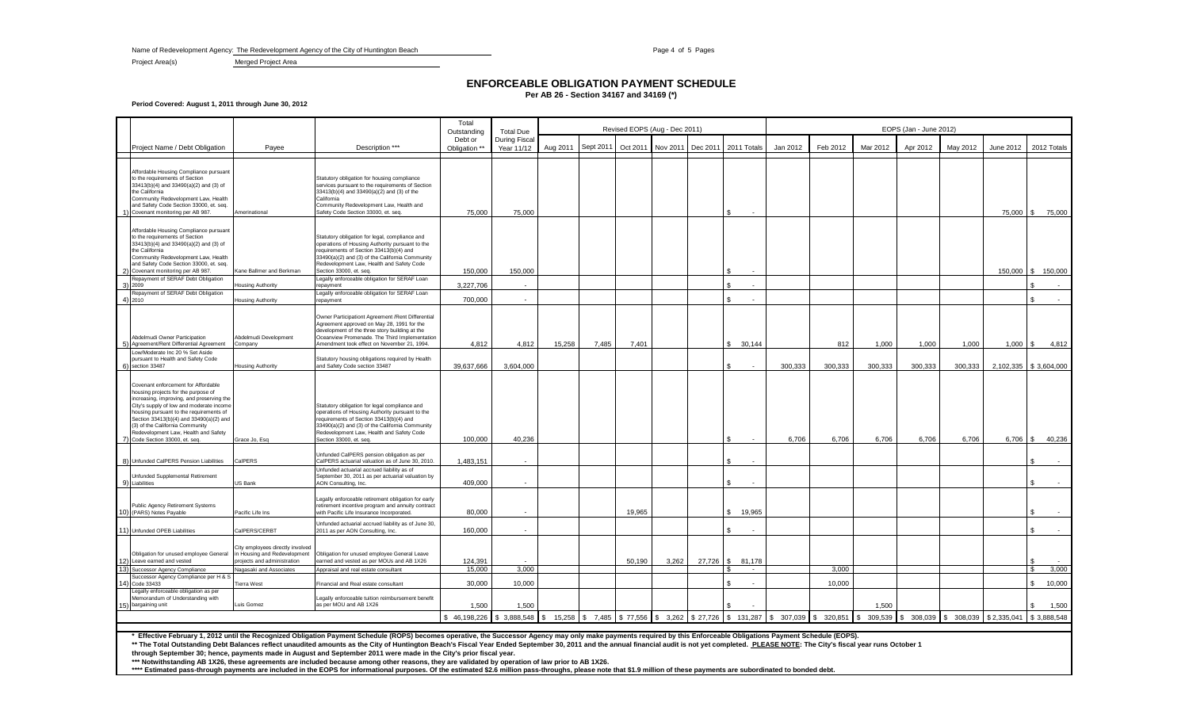Name of Redevelopment Agency: The Redevelopment Agency of the City of Huntington Beach

Project Area(s) Merged Project Area

## ENFORCEABLE OBLIGATION PAYMENT SCHEDULE

**Per AB 26 - Section 34167 and 34169 (\*)**

**Period Covered: August 1, 2011 through June 30, 2012**

| | Project Name / Debt Obligation | Payee | Description \*\*\* | Total Outstanding Debt or Obligation \*\* | Total Due During Fiscal Year 11/12 | Revised EOPS (Aug - Dec 2011) | | | | | | EOPS (Jan - June 2012) | | | | | | |
|---|---|---|---|---|---|---|---|---|---|---|---|---|---|---|---|---|---|---|
| | | | | | | Aug 2011 | Sept 2011 | Oct 2011 | Nov 2011 | Dec 2011 | 2011 Totals | Jan 2012 | Feb 2012 | Mar 2012 | Apr 2012 | May 2012 | June 2012 | 2012 Totals |
| 1) | Affordable Housing Compliance pursuant to the requirements of Section 33413(b)(4) and 33490(a)(2) and (3) of the California Community Redevelopment Law, Health and Safety Code Section 33000, et. seq. Covenant monitoring per AB 987. | Amerinational | Statutory obligation for housing compliance services pursuant to the requirements of Section 33413(b)(4) and 33490(a)(2) and (3) of the California Community Redevelopment Law, Health and Safety Code Section 33000, et. seq. | 75,000 | 75,000 | | | | | | $ - | | | | | | 75,000 | $ 75,000 |
| 2) | Affordable Housing Compliance pursuant to the requirements of Section 33413(b)(4) and 33490(a)(2) and (3) of the California Community Redevelopment Law, Health and Safety Code Section 33000, et. seq. Covenant monitoring per AB 987. | Kane Ballmer and Berkman | Statutory obligation for legal, compliance and operations of Housing Authority pursuant to the requirements of Section 33413(b)(4) and 33490(a)(2) and (3) of the California Community Redevelopment Law, Health and Safety Code Section 33000, et. seq. | 150,000 | 150,000 | | | | | | $ - | | | | | | 150,000 | $ 150,000 |
| 3) | Repayment of SERAF Debt Obligation 2009 | Housing Authority | Legally enforceable obligation for SERAF Loan repayment | 3,227,706 | - | | | | | | $ - | | | | | | | $ - |
| 4) | Repayment of SERAF Debt Obligation 2010 | Housing Authority | Legally enforceable obligation for SERAF Loan repayment | 700,000 | - | | | | | | $ - | | | | | | | $ - |
| 5) | Abdelmudi Owner Participation Agreement/Rent Differential Agreement | Abdelmudi Development Company | Owner Participationt Agreement /Rent Differential Agreement approved on May 28, 1991 for the development of the three story building at the Oceanview Promenade. The Third Implementation Amendment took effect on November 21, 1994. | 4,812 | 4,812 | 15,258 | 7,485 | 7,401 | | | $ 30,144 | | 812 | 1,000 | 1,000 | 1,000 | 1,000 | $ 4,812 |
| 6) | Low/Moderate Inc 20 % Set Aside pursuant to Health and Safety Code section 33487 | Housing Authority | Statutory housing obligations required by Health and Safety Code section 33487 | 39,637,666 | 3,604,000 | | | | | | $ - | 300,333 | 300,333 | 300,333 | 300,333 | 300,333 | 2,102,335 | $ 3,604,000 |
| 7) | Covenant enforcement for Affordable housing projects for the purpose of increasing, improving, and preserving the City's supply of low and moderate income housing pursuant to the requirements of Section 33413(b)(4) and 33490(a)(2) and (3) of the California Community Redevelopment Law, Health and Safety Code Section 33000, et. seq. | Grace Jo, Esq | Statutory obligation for legal compliance and operations of Housing Authority pursuant to the requirements of Section 33413(b)(4) and 33490(a)(2) and (3) of the California Community Redevelopment Law, Health and Safety Code Section 33000, et. seq. | 100,000 | 40,236 | | | | | | $ - | 6,706 | 6,706 | 6,706 | 6,706 | 6,706 | 6,706 | $ 40,236 |
| 8) | Unfunded CalPERS Pension Liabilities | CalPERS | Unfunded CalPERS pension obligation as per CalPERS actuarial valuation as of June 30, 2010. | 1,483,151 | - | | | | | | $ - | | | | | | | $ - |
| 9) | Unfunded Supplemental Retirement Liabilities | US Bank | Unfunded actuarial accrued liability as of September 30, 2011 as per actuarial valuation by AON Consulting, Inc. | 409,000 | - | | | | | | $ - | | | | | | | $ - |
| 10) | Public Agency Retirement Systems (PARS) Notes Payable | Pacific Life Ins | Legally enforceable retirement obligation for early retirement incentive program and annuity contract with Pacific Life Insurance Incorporated. | 80,000 | - | | | 19,965 | | | $ 19,965 | | | | | | | $ - |
| 11) | Unfunded OPEB Liabilities | CalPERS/CERBT | Unfunded actuarial accrued liability as of June 30, 2011 as per AON Consulting, Inc. | 160,000 | - | | | | | | $ - | | | | | | | $ - |
| 12) | Obligation for unused employee General Leave earned and vested | City employees directly involved in Housing and Redevelopment projects and administration | Obligation for unused employee General Leave earned and vested as per MOUs and AB 1X26 | 124,391 | - | | | 50,190 | 3,262 | 27,726 | $ 81,178 | | | | | | | $ - |
| 13) | Successor Agency Compliance | Nagasaki and Associates | Appraisal and real estate consultant | 15,000 | 3,000 | | | | | | $ - | | 3,000 | | | | | $ 3,000 |
| 14) | Successor Agency Compliance per H & S Code 33433 | Tierra West | Financial and Real estate consultant | 30,000 | 10,000 | | | | | | $ - | | 10,000 | | | | | $ 10,000 |
| 15) | Legally enforceable obligation as per Memorandum of Understanding with bargaining unit | Luis Gomez | Legally enforceable tuition reimbursement benefit as per MOU and AB 1X26 | 1,500 | 1,500 | | | | | | $ - | | | 1,500 | | | | $ 1,500 |
| | | | | $ 46,198,226 | $ 3,888,548 | $ 15,258 | $ 7,485 | $ 77,556 | $ 3,262 | $ 27,726 | $ 131,287 | $ 307,039 | $ 320,851 | $ 309,539 | $ 308,039 | $ 308,039 | $ 2,335,041 | $ 3,888,548 |

**\* Effective February 1, 2012 until the Recognized Obligation Payment Schedule (ROPS) becomes operative, the Successor Agency may only make payments required by this Enforceable Obligations Payment Schedule (EOPS).**

**\*\* The Total Outstanding Debt Balances reflect unaudited amounts as the City of Huntington Beach's Fiscal Year Ended September 30, 2011 and the annual financial audit is not yet completed. PLEASE NOTE: The City's fiscal year runs October 1 through September 30; hence, payments made in August and September 2011 were made in the City's prior fiscal year.**

**\*\*\* Notwithstanding AB 1X26, these agreements are included because among other reasons, they are validated by operation of law prior to AB 1X26.**

**\*\*\*\* Estimated pass-through payments are included in the EOPS for informational purposes. Of the estimated $2.6 million pass-throughs, please note that $1.9 million of these payments are subordinated to bonded debt.**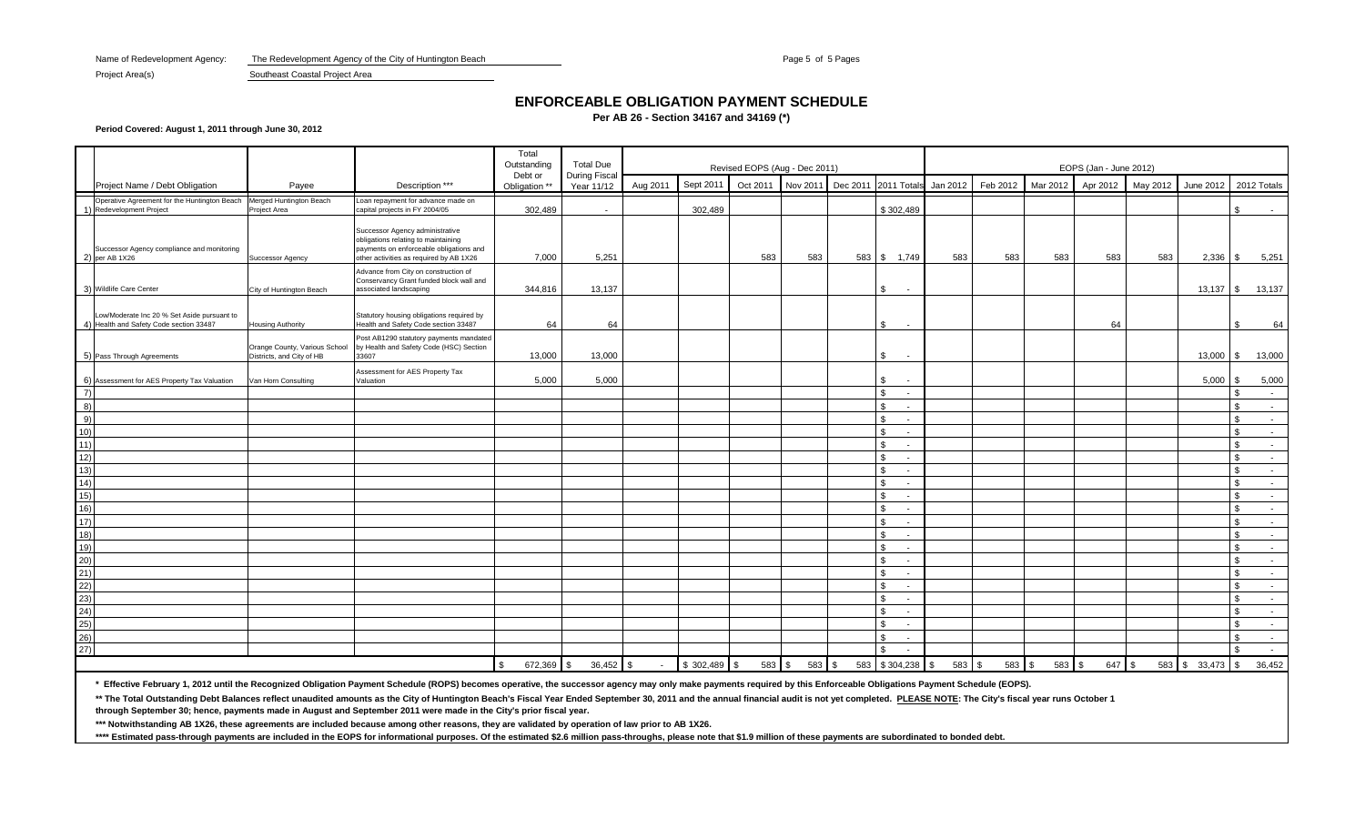Name of Redevelopment Agency: The Redevelopment Agency of the City of Huntington Beach

Project Area(s) Southeast Coastal Project Area

# ENFORCEABLE OBLIGATION PAYMENT SCHEDULE

**Per AB 26 - Section 34167 and 34169 (*)**

**Period Covered: August 1, 2011 through June 30, 2012**

| | Project Name / Debt Obligation | Payee | Description *** | Total Outstanding Debt or Obligation ** | Total Due During Fiscal Year 11/12 | Revised EOPS (Aug - Dec 2011) | | | | | | EOPS (Jan - June 2012) | | | | | | |
|---|---|---|---|---|---|---|---|---|---|---|---|---|---|---|---|---|---|---|
| | | | | | | Aug 2011 | Sept 2011 | Oct 2011 | Nov 2011 | Dec 2011 | 2011 Totals | Jan 2012 | Feb 2012 | Mar 2012 | Apr 2012 | May 2012 | June 2012 | 2012 Totals |
| 1) | Operative Agreement for the Huntington Beach Redevelopment Project | Merged Huntington Beach Project Area | Loan repayment for advance made on capital projects in FY 2004/05 | 302,489 | - | | 302,489 | | | | $ 302,489 | | | | | | | $ - |
| 2) | Successor Agency compliance and monitoring per AB 1X26 | Successor Agency | Successor Agency administrative obligations relating to maintaining payments on enforceable obligations and other activities as required by AB 1X26 | 7,000 | 5,251 | | | 583 | 583 | 583 | $ 1,749 | 583 | 583 | 583 | 583 | 583 | 2,336 | $ 5,251 |
| 3) | Wildlife Care Center | City of Huntington Beach | Advance from City on construction of Conservancy Grant funded block wall and associated landscaping | 344,816 | 13,137 | | | | | | $ - | | | | | | 13,137 | $ 13,137 |
| 4) | Low/Moderate Inc 20 % Set Aside pursuant to Health and Safety Code section 33487 | Housing Authority | Statutory housing obligations required by Health and Safety Code section 33487 | 64 | 64 | | | | | | $ - | | | | 64 | | | $ 64 |
| 5) | Pass Through Agreements | Orange County, Various School Districts, and City of HB | Post AB1290 statutory payments mandated by Health and Safety Code (HSC) Section 33607 | 13,000 | 13,000 | | | | | | $ - | | | | | | 13,000 | $ 13,000 |
| 6) | Assessment for AES Property Tax Valuation | Van Horn Consulting | Assessment for AES Property Tax Valuation | 5,000 | 5,000 | | | | | | $ - | | | | | | 5,000 | $ 5,000 |
| 7) | | | | | | | | | | | $ - | | | | | | | $ - |
| 8) | | | | | | | | | | | $ - | | | | | | | $ - |
| 9) | | | | | | | | | | | $ - | | | | | | | $ - |
| 10) | | | | | | | | | | | $ - | | | | | | | $ - |
| 11) | | | | | | | | | | | $ - | | | | | | | $ - |
| 12) | | | | | | | | | | | $ - | | | | | | | $ - |
| 13) | | | | | | | | | | | $ - | | | | | | | $ - |
| 14) | | | | | | | | | | | $ - | | | | | | | $ - |
| 15) | | | | | | | | | | | $ - | | | | | | | $ - |
| 16) | | | | | | | | | | | $ - | | | | | | | $ - |
| 17) | | | | | | | | | | | $ - | | | | | | | $ - |
| 18) | | | | | | | | | | | $ - | | | | | | | $ - |
| 19) | | | | | | | | | | | $ - | | | | | | | $ - |
| 20) | | | | | | | | | | | $ - | | | | | | | $ - |
| 21) | | | | | | | | | | | $ - | | | | | | | $ - |
| 22) | | | | | | | | | | | $ - | | | | | | | $ - |
| 23) | | | | | | | | | | | $ - | | | | | | | $ - |
| 24) | | | | | | | | | | | $ - | | | | | | | $ - |
| 25) | | | | | | | | | | | $ - | | | | | | | $ - |
| 26) | | | | | | | | | | | $ - | | | | | | | $ - |
| 27) | | | | | | | | | | | $ - | | | | | | | $ - |
| | | | | $ 672,369 | $ 36,452 | $ - | $ 302,489 | $ 583 | $ 583 | $ 583 | $ 304,238 | $ 583 | $ 583 | $ 583 | $ 647 | $ 583 | $ 33,473 | $ 36,452 |

**\* Effective February 1, 2012 until the Recognized Obligation Payment Schedule (ROPS) becomes operative, the successor agency may only make payments required by this Enforceable Obligations Payment Schedule (EOPS).**

**\*\* The Total Outstanding Debt Balances reflect unaudited amounts as the City of Huntington Beach's Fiscal Year Ended September 30, 2011 and the annual financial audit is not yet completed. PLEASE NOTE: The City's fiscal year runs October 1 through September 30; hence, payments made in August and September 2011 were made in the City's prior fiscal year.**

**\*\*\* Notwithstanding AB 1X26, these agreements are included because among other reasons, they are validated by operation of law prior to AB 1X26.**

**\*\*\*\* Estimated pass-through payments are included in the EOPS for informational purposes. Of the estimated $2.6 million pass-throughs, please note that $1.9 million of these payments are subordinated to bonded debt.**